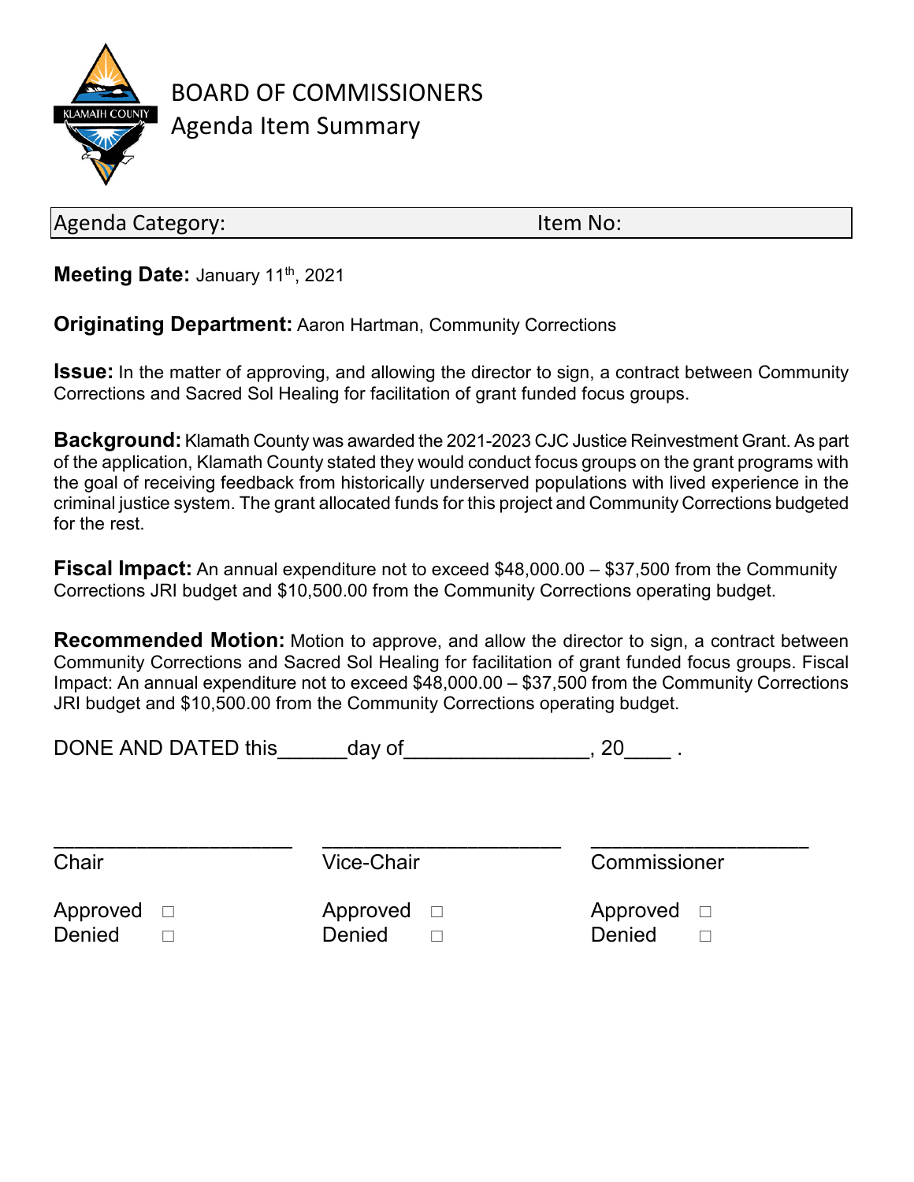# BOARD OF COMMISSIONERS
## Agenda Item Summary

| Agenda Category: | Item No: |
|---|---|

**Meeting Date:** January 11th, 2021

**Originating Department:** Aaron Hartman, Community Corrections

**Issue:** In the matter of approving, and allowing the director to sign, a contract between Community Corrections and Sacred Sol Healing for facilitation of grant funded focus groups.

**Background:** Klamath County was awarded the 2021-2023 CJC Justice Reinvestment Grant. As part of the application, Klamath County stated they would conduct focus groups on the grant programs with the goal of receiving feedback from historically underserved populations with lived experience in the criminal justice system. The grant allocated funds for this project and Community Corrections budgeted for the rest.

**Fiscal Impact:** An annual expenditure not to exceed $48,000.00 – $37,500 from the Community Corrections JRI budget and $10,500.00 from the Community Corrections operating budget.

**Recommended Motion:** Motion to approve, and allow the director to sign, a contract between Community Corrections and Sacred Sol Healing for facilitation of grant funded focus groups. Fiscal Impact: An annual expenditure not to exceed $48,000.00 – $37,500 from the Community Corrections JRI budget and $10,500.00 from the Community Corrections operating budget.

DONE AND DATED this______day of________________, 20____ .

| ____________________ | ____________________ | ____________________ |
|---|---|---|
| Chair | Vice-Chair | Commissioner |
| Approved ☐ | Approved ☐ | Approved ☐ |
| Denied ☐ | Denied ☐ | Denied ☐ |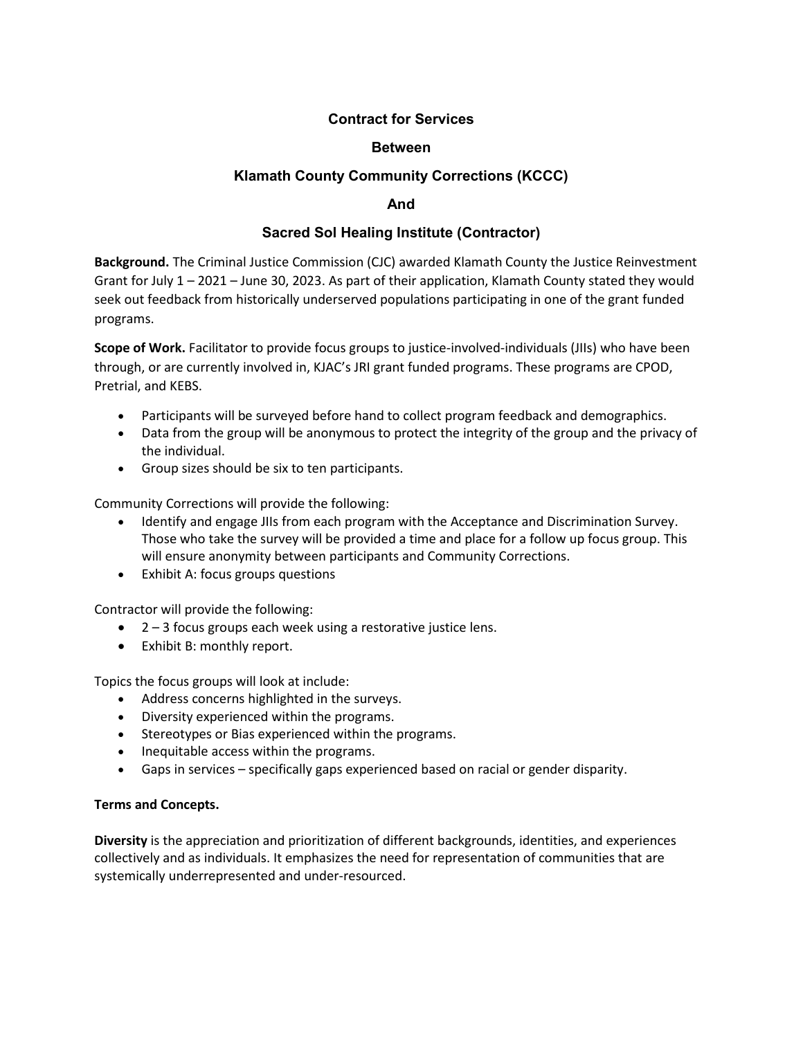## Contract for Services

## Between

## Klamath County Community Corrections (KCCC)

## And

## Sacred Sol Healing Institute (Contractor)

**Background.** The Criminal Justice Commission (CJC) awarded Klamath County the Justice Reinvestment Grant for July 1 – 2021 – June 30, 2023. As part of their application, Klamath County stated they would seek out feedback from historically underserved populations participating in one of the grant funded programs.

**Scope of Work.** Facilitator to provide focus groups to justice-involved-individuals (JIIs) who have been through, or are currently involved in, KJAC's JRI grant funded programs. These programs are CPOD, Pretrial, and KEBS.

- Participants will be surveyed before hand to collect program feedback and demographics.
- Data from the group will be anonymous to protect the integrity of the group and the privacy of the individual.
- Group sizes should be six to ten participants.

Community Corrections will provide the following:

- Identify and engage JIIs from each program with the Acceptance and Discrimination Survey. Those who take the survey will be provided a time and place for a follow up focus group. This will ensure anonymity between participants and Community Corrections.
- Exhibit A: focus groups questions

Contractor will provide the following:

- 2 – 3 focus groups each week using a restorative justice lens.
- Exhibit B: monthly report.

Topics the focus groups will look at include:

- Address concerns highlighted in the surveys.
- Diversity experienced within the programs.
- Stereotypes or Bias experienced within the programs.
- Inequitable access within the programs.
- Gaps in services – specifically gaps experienced based on racial or gender disparity.

**Terms and Concepts.**

**Diversity** is the appreciation and prioritization of different backgrounds, identities, and experiences collectively and as individuals. It emphasizes the need for representation of communities that are systemically underrepresented and under-resourced.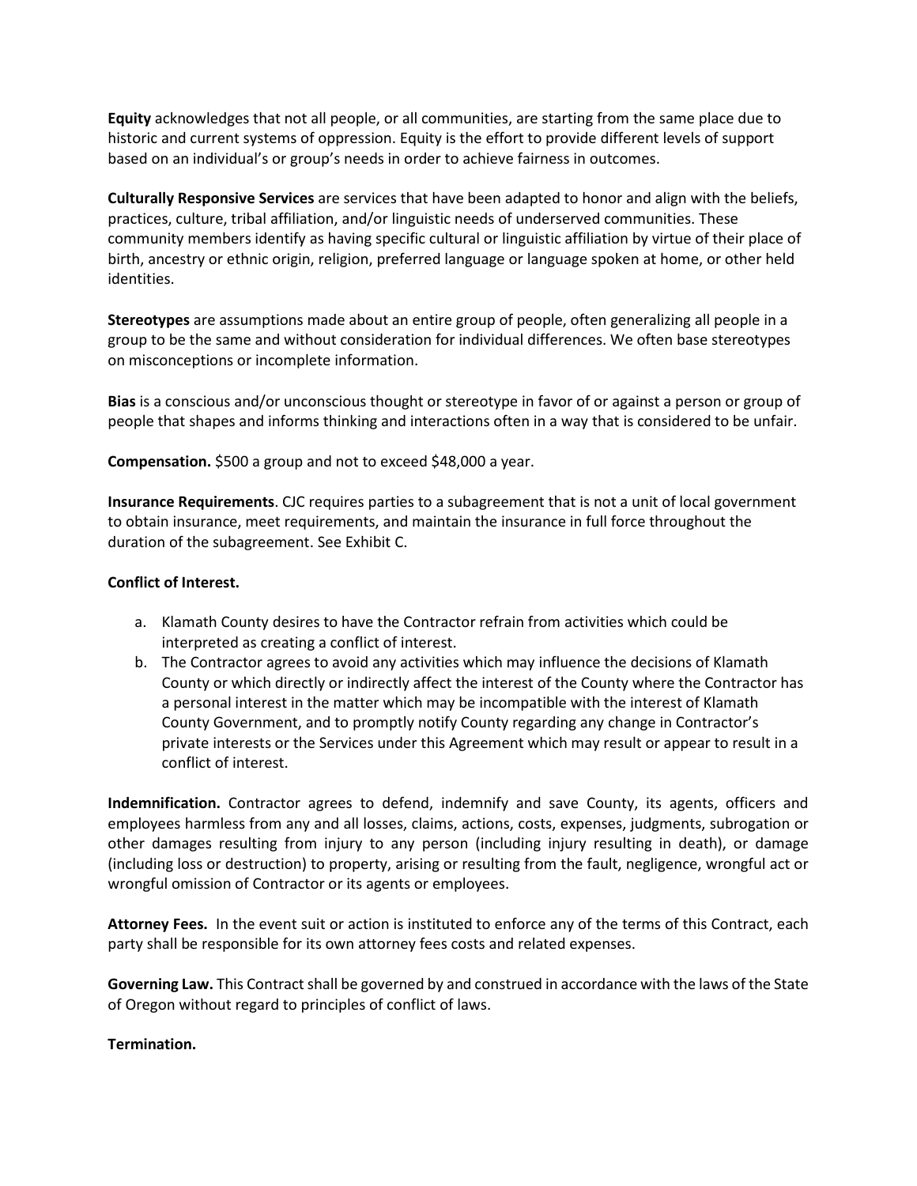**Equity** acknowledges that not all people, or all communities, are starting from the same place due to historic and current systems of oppression. Equity is the effort to provide different levels of support based on an individual's or group's needs in order to achieve fairness in outcomes.

**Culturally Responsive Services** are services that have been adapted to honor and align with the beliefs, practices, culture, tribal affiliation, and/or linguistic needs of underserved communities. These community members identify as having specific cultural or linguistic affiliation by virtue of their place of birth, ancestry or ethnic origin, religion, preferred language or language spoken at home, or other held identities.

**Stereotypes** are assumptions made about an entire group of people, often generalizing all people in a group to be the same and without consideration for individual differences. We often base stereotypes on misconceptions or incomplete information.

**Bias** is a conscious and/or unconscious thought or stereotype in favor of or against a person or group of people that shapes and informs thinking and interactions often in a way that is considered to be unfair.

**Compensation.** $500 a group and not to exceed $48,000 a year.

**Insurance Requirements**. CJC requires parties to a subagreement that is not a unit of local government to obtain insurance, meet requirements, and maintain the insurance in full force throughout the duration of the subagreement. See Exhibit C.

**Conflict of Interest.**

a. Klamath County desires to have the Contractor refrain from activities which could be interpreted as creating a conflict of interest.
b. The Contractor agrees to avoid any activities which may influence the decisions of Klamath County or which directly or indirectly affect the interest of the County where the Contractor has a personal interest in the matter which may be incompatible with the interest of Klamath County Government, and to promptly notify County regarding any change in Contractor's private interests or the Services under this Agreement which may result or appear to result in a conflict of interest.

**Indemnification.** Contractor agrees to defend, indemnify and save County, its agents, officers and employees harmless from any and all losses, claims, actions, costs, expenses, judgments, subrogation or other damages resulting from injury to any person (including injury resulting in death), or damage (including loss or destruction) to property, arising or resulting from the fault, negligence, wrongful act or wrongful omission of Contractor or its agents or employees.

**Attorney Fees.** In the event suit or action is instituted to enforce any of the terms of this Contract, each party shall be responsible for its own attorney fees costs and related expenses.

**Governing Law.** This Contract shall be governed by and construed in accordance with the laws of the State of Oregon without regard to principles of conflict of laws.

**Termination.**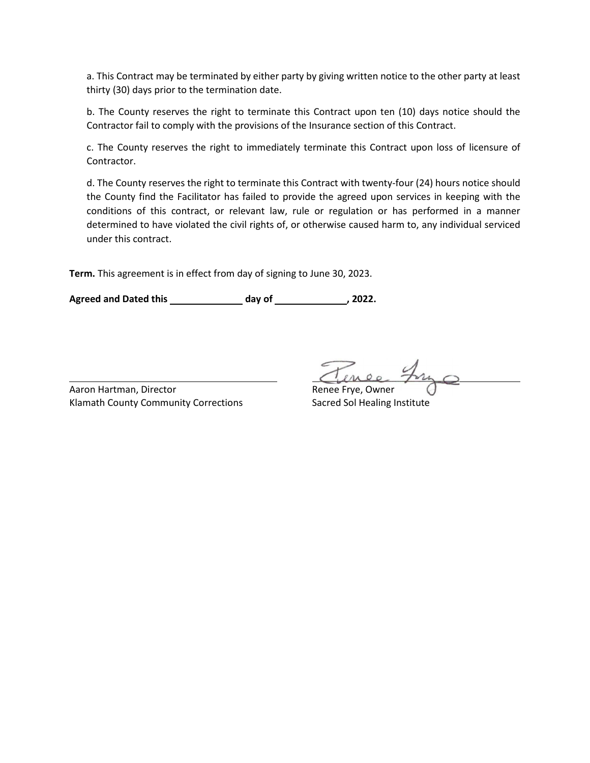a. This Contract may be terminated by either party by giving written notice to the other party at least thirty (30) days prior to the termination date.

b. The County reserves the right to terminate this Contract upon ten (10) days notice should the Contractor fail to comply with the provisions of the Insurance section of this Contract.

c. The County reserves the right to immediately terminate this Contract upon loss of licensure of Contractor.

d. The County reserves the right to terminate this Contract with twenty-four (24) hours notice should the County find the Facilitator has failed to provide the agreed upon services in keeping with the conditions of this contract, or relevant law, rule or regulation or has performed in a manner determined to have violated the civil rights of, or otherwise caused harm to, any individual serviced under this contract.

**Term.** This agreement is in effect from day of signing to June 30, 2023.

**Agreed and Dated this \_\_\_\_\_\_\_\_\_\_\_\_\_ day of \_\_\_\_\_\_\_\_\_\_\_\_\_, 2022.**

\_\_\_\_\_\_\_\_\_\_\_\_\_\_\_\_\_\_\_\_\_\_\_\_\_\_\_\_\_\_\_\_
Aaron Hartman, Director
Klamath County Community Corrections

Renee Frye (signature)
Renee Frye, Owner
Sacred Sol Healing Institute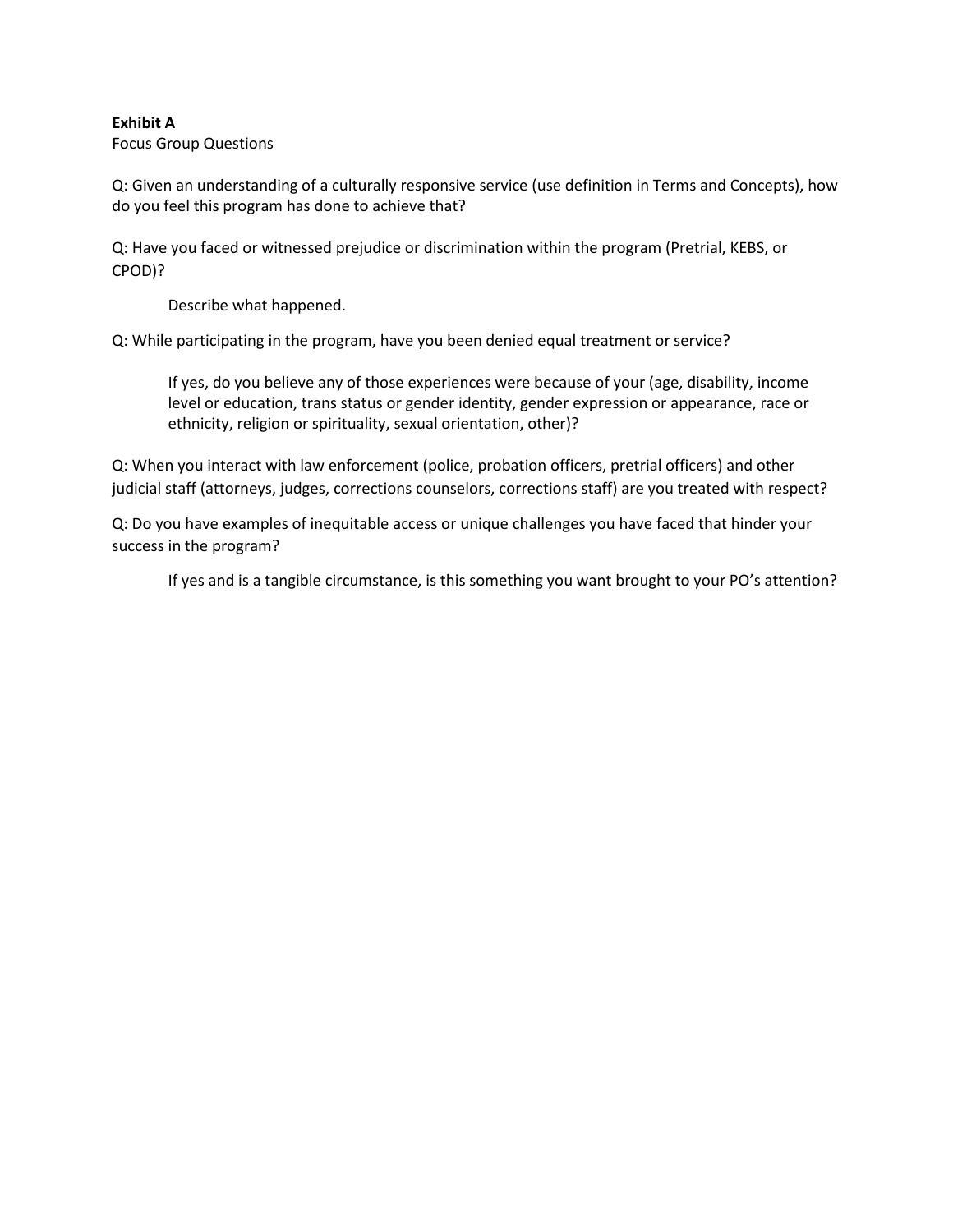**Exhibit A**

Focus Group Questions

Q: Given an understanding of a culturally responsive service (use definition in Terms and Concepts), how do you feel this program has done to achieve that?

Q: Have you faced or witnessed prejudice or discrimination within the program (Pretrial, KEBS, or CPOD)?

> Describe what happened.

Q: While participating in the program, have you been denied equal treatment or service?

> If yes, do you believe any of those experiences were because of your (age, disability, income level or education, trans status or gender identity, gender expression or appearance, race or ethnicity, religion or spirituality, sexual orientation, other)?

Q: When you interact with law enforcement (police, probation officers, pretrial officers) and other judicial staff (attorneys, judges, corrections counselors, corrections staff) are you treated with respect?

Q: Do you have examples of inequitable access or unique challenges you have faced that hinder your success in the program?

> If yes and is a tangible circumstance, is this something you want brought to your PO's attention?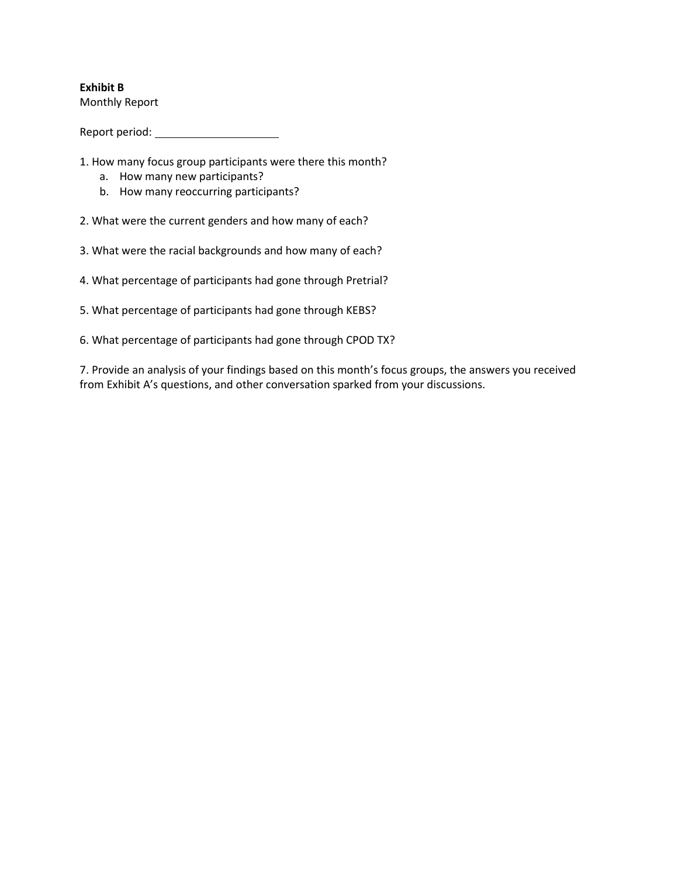**Exhibit B**

Monthly Report

Report period: ____________________

1. How many focus group participants were there this month?
   a. How many new participants?
   b. How many reoccurring participants?

2. What were the current genders and how many of each?

3. What were the racial backgrounds and how many of each?

4. What percentage of participants had gone through Pretrial?

5. What percentage of participants had gone through KEBS?

6. What percentage of participants had gone through CPOD TX?

7. Provide an analysis of your findings based on this month's focus groups, the answers you received from Exhibit A's questions, and other conversation sparked from your discussions.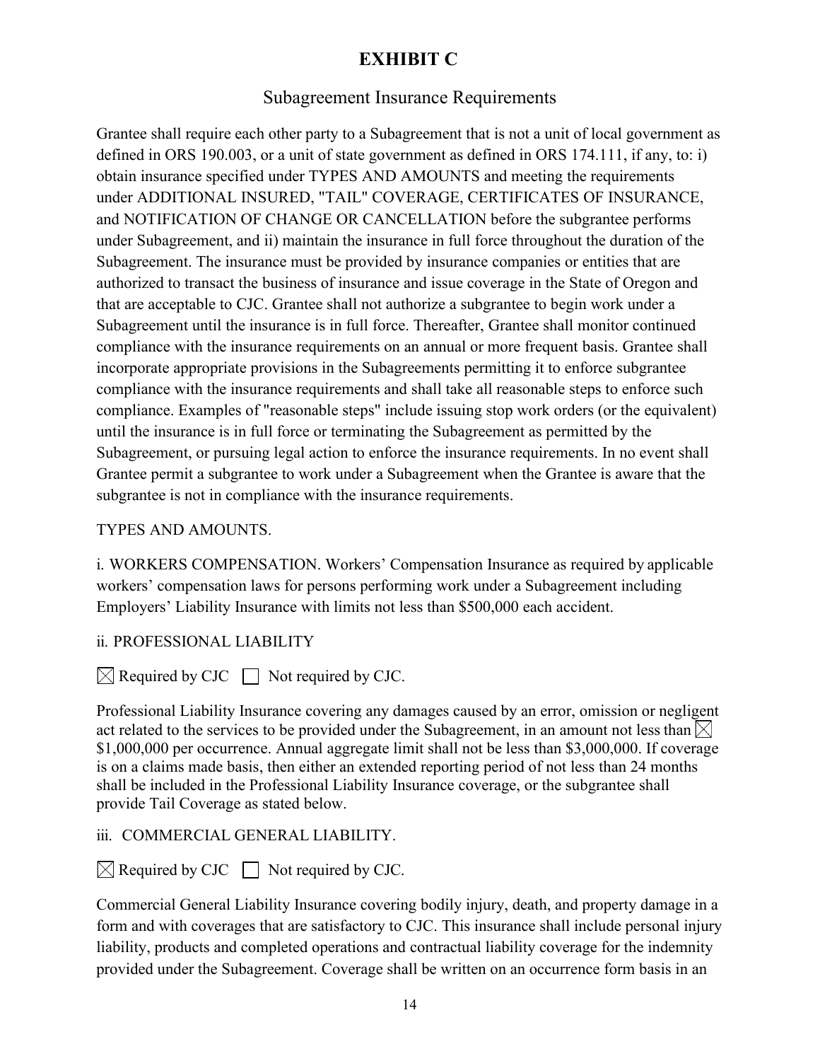# EXHIBIT C

## Subagreement Insurance Requirements

Grantee shall require each other party to a Subagreement that is not a unit of local government as defined in ORS 190.003, or a unit of state government as defined in ORS 174.111, if any, to: i) obtain insurance specified under TYPES AND AMOUNTS and meeting the requirements under ADDITIONAL INSURED, "TAIL" COVERAGE, CERTIFICATES OF INSURANCE, and NOTIFICATION OF CHANGE OR CANCELLATION before the subgrantee performs under Subagreement, and ii) maintain the insurance in full force throughout the duration of the Subagreement. The insurance must be provided by insurance companies or entities that are authorized to transact the business of insurance and issue coverage in the State of Oregon and that are acceptable to CJC. Grantee shall not authorize a subgrantee to begin work under a Subagreement until the insurance is in full force. Thereafter, Grantee shall monitor continued compliance with the insurance requirements on an annual or more frequent basis. Grantee shall incorporate appropriate provisions in the Subagreements permitting it to enforce subgrantee compliance with the insurance requirements and shall take all reasonable steps to enforce such compliance. Examples of "reasonable steps" include issuing stop work orders (or the equivalent) until the insurance is in full force or terminating the Subagreement as permitted by the Subagreement, or pursuing legal action to enforce the insurance requirements. In no event shall Grantee permit a subgrantee to work under a Subagreement when the Grantee is aware that the subgrantee is not in compliance with the insurance requirements.

TYPES AND AMOUNTS.

i. WORKERS COMPENSATION. Workers' Compensation Insurance as required by applicable workers' compensation laws for persons performing work under a Subagreement including Employers' Liability Insurance with limits not less than $500,000 each accident.

ii. PROFESSIONAL LIABILITY

☒ Required by CJC ☐ Not required by CJC.

Professional Liability Insurance covering any damages caused by an error, omission or negligent act related to the services to be provided under the Subagreement, in an amount not less than ☒ $1,000,000 per occurrence. Annual aggregate limit shall not be less than $3,000,000. If coverage is on a claims made basis, then either an extended reporting period of not less than 24 months shall be included in the Professional Liability Insurance coverage, or the subgrantee shall provide Tail Coverage as stated below.

iii. COMMERCIAL GENERAL LIABILITY.

☒ Required by CJC ☐ Not required by CJC.

Commercial General Liability Insurance covering bodily injury, death, and property damage in a form and with coverages that are satisfactory to CJC. This insurance shall include personal injury liability, products and completed operations and contractual liability coverage for the indemnity provided under the Subagreement. Coverage shall be written on an occurrence form basis in an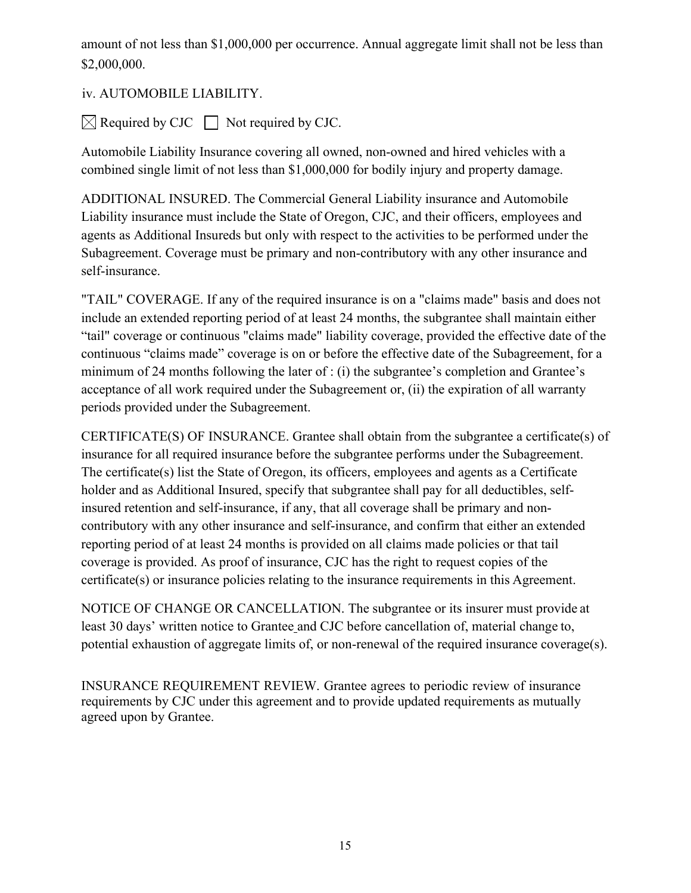amount of not less than $1,000,000 per occurrence. Annual aggregate limit shall not be less than $2,000,000.

iv. AUTOMOBILE LIABILITY.

☒ Required by CJC ☐ Not required by CJC.

Automobile Liability Insurance covering all owned, non-owned and hired vehicles with a combined single limit of not less than $1,000,000 for bodily injury and property damage.

ADDITIONAL INSURED. The Commercial General Liability insurance and Automobile Liability insurance must include the State of Oregon, CJC, and their officers, employees and agents as Additional Insureds but only with respect to the activities to be performed under the Subagreement. Coverage must be primary and non-contributory with any other insurance and self-insurance.

"TAIL" COVERAGE. If any of the required insurance is on a "claims made" basis and does not include an extended reporting period of at least 24 months, the subgrantee shall maintain either "tail" coverage or continuous "claims made" liability coverage, provided the effective date of the continuous "claims made" coverage is on or before the effective date of the Subagreement, for a minimum of 24 months following the later of : (i) the subgrantee's completion and Grantee's acceptance of all work required under the Subagreement or, (ii) the expiration of all warranty periods provided under the Subagreement.

CERTIFICATE(S) OF INSURANCE. Grantee shall obtain from the subgrantee a certificate(s) of insurance for all required insurance before the subgrantee performs under the Subagreement. The certificate(s) list the State of Oregon, its officers, employees and agents as a Certificate holder and as Additional Insured, specify that subgrantee shall pay for all deductibles, self-insured retention and self-insurance, if any, that all coverage shall be primary and non-contributory with any other insurance and self-insurance, and confirm that either an extended reporting period of at least 24 months is provided on all claims made policies or that tail coverage is provided. As proof of insurance, CJC has the right to request copies of the certificate(s) or insurance policies relating to the insurance requirements in this Agreement.

NOTICE OF CHANGE OR CANCELLATION. The subgrantee or its insurer must provide at least 30 days' written notice to Grantee and CJC before cancellation of, material change to, potential exhaustion of aggregate limits of, or non-renewal of the required insurance coverage(s).

INSURANCE REQUIREMENT REVIEW. Grantee agrees to periodic review of insurance requirements by CJC under this agreement and to provide updated requirements as mutually agreed upon by Grantee.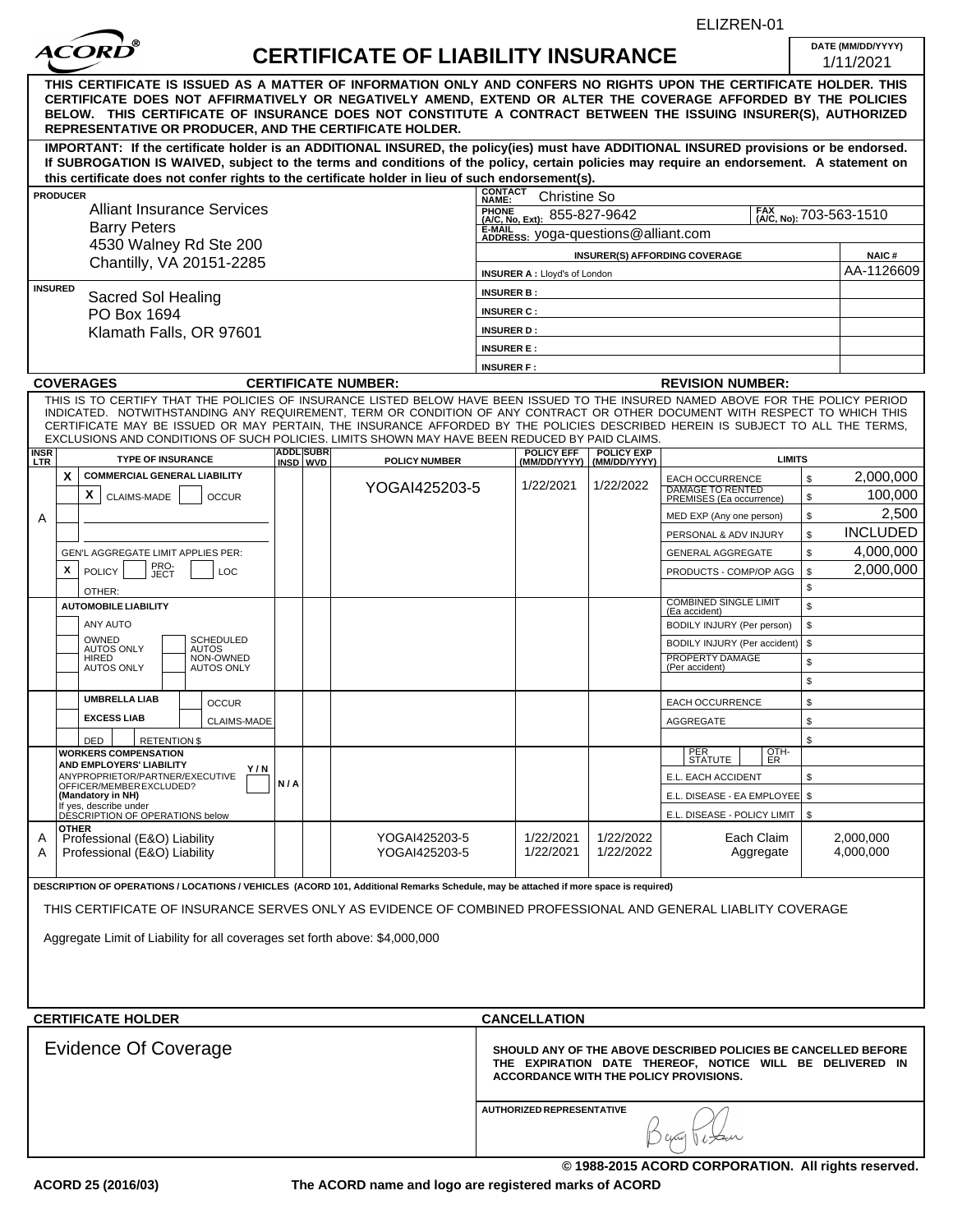ELIZREN-01

# CERTIFICATE OF LIABILITY INSURANCE

**DATE (MM/DD/YYYY)** 1/11/2021

**THIS CERTIFICATE IS ISSUED AS A MATTER OF INFORMATION ONLY AND CONFERS NO RIGHTS UPON THE CERTIFICATE HOLDER. THIS CERTIFICATE DOES NOT AFFIRMATIVELY OR NEGATIVELY AMEND, EXTEND OR ALTER THE COVERAGE AFFORDED BY THE POLICIES BELOW. THIS CERTIFICATE OF INSURANCE DOES NOT CONSTITUTE A CONTRACT BETWEEN THE ISSUING INSURER(S), AUTHORIZED REPRESENTATIVE OR PRODUCER, AND THE CERTIFICATE HOLDER.**

**IMPORTANT: If the certificate holder is an ADDITIONAL INSURED, the policy(ies) must have ADDITIONAL INSURED provisions or be endorsed. If SUBROGATION IS WAIVED, subject to the terms and conditions of the policy, certain policies may require an endorsement. A statement on this certificate does not confer rights to the certificate holder in lieu of such endorsement(s).**

| PRODUCER | CONTACT NAME: Christine So | |
|---|---|---|
| Alliant Insurance Services<br>Barry Peters<br>4530 Walney Rd Ste 200<br>Chantilly, VA 20151-2285 | PHONE (A/C, No, Ext): 855-827-9642 | FAX (A/C, No): 703-563-1510 |
| | E-MAIL ADDRESS: yoga-questions@alliant.com | |
| | INSURER(S) AFFORDING COVERAGE | NAIC # |
| | INSURER A : Lloyd's of London | AA-1126609 |
| **INSURED** | INSURER B : | |
| Sacred Sol Healing<br>PO Box 1694<br>Klamath Falls, OR 97601 | INSURER C : | |
| | INSURER D : | |
| | INSURER E : | |
| | INSURER F : | |

**COVERAGES** **CERTIFICATE NUMBER:** **REVISION NUMBER:**

THIS IS TO CERTIFY THAT THE POLICIES OF INSURANCE LISTED BELOW HAVE BEEN ISSUED TO THE INSURED NAMED ABOVE FOR THE POLICY PERIOD INDICATED. NOTWITHSTANDING ANY REQUIREMENT, TERM OR CONDITION OF ANY CONTRACT OR OTHER DOCUMENT WITH RESPECT TO WHICH THIS CERTIFICATE MAY BE ISSUED OR MAY PERTAIN, THE INSURANCE AFFORDED BY THE POLICIES DESCRIBED HEREIN IS SUBJECT TO ALL THE TERMS, EXCLUSIONS AND CONDITIONS OF SUCH POLICIES. LIMITS SHOWN MAY HAVE BEEN REDUCED BY PAID CLAIMS.

| INSR LTR | TYPE OF INSURANCE | ADDL INSD | SUBR WVD | POLICY NUMBER | POLICY EFF (MM/DD/YYYY) | POLICY EXP (MM/DD/YYYY) | LIMITS | |
|---|---|---|---|---|---|---|---|---|
| A | X COMMERCIAL GENERAL LIABILITY | | | YOGAI425203-5 | 1/22/2021 | 1/22/2022 | EACH OCCURRENCE | $ 2,000,000 |
| | X CLAIMS-MADE ☐ OCCUR | | | | | | DAMAGE TO RENTED PREMISES (Ea occurrence) | $ 100,000 |
| | | | | | | | MED EXP (Any one person) | $ 2,500 |
| | | | | | | | PERSONAL & ADV INJURY | $ INCLUDED |
| | GEN'L AGGREGATE LIMIT APPLIES PER: | | | | | | GENERAL AGGREGATE | $ 4,000,000 |
| | X POLICY ☐ PRO-JECT ☐ LOC | | | | | | PRODUCTS - COMP/OP AGG | $ 2,000,000 |
| | OTHER: | | | | | | | $ |
| | AUTOMOBILE LIABILITY | | | | | | COMBINED SINGLE LIMIT (Ea accident) | $ |
| | ANY AUTO | | | | | | BODILY INJURY (Per person) | $ |
| | OWNED AUTOS ONLY / SCHEDULED AUTOS | | | | | | BODILY INJURY (Per accident) | $ |
| | HIRED AUTOS ONLY / NON-OWNED AUTOS ONLY | | | | | | PROPERTY DAMAGE (Per accident) | $ |
| | | | | | | | | $ |
| | UMBRELLA LIAB / OCCUR | | | | | | EACH OCCURRENCE | $ |
| | EXCESS LIAB / CLAIMS-MADE | | | | | | AGGREGATE | $ |
| | DED / RETENTION $ | | | | | | | $ |
| | WORKERS COMPENSATION AND EMPLOYERS' LIABILITY Y/N<br>ANY PROPRIETOR/PARTNER/EXECUTIVE OFFICER/MEMBER EXCLUDED? (Mandatory in NH) — N / A<br>If yes, describe under DESCRIPTION OF OPERATIONS below | | | | | | PER STATUTE / OTH-ER | |
| | | | | | | | E.L. EACH ACCIDENT | $ |
| | | | | | | | E.L. DISEASE - EA EMPLOYEE | $ |
| | | | | | | | E.L. DISEASE - POLICY LIMIT | $ |
| A | OTHER<br>Professional (E&O) Liability | | | YOGAI425203-5 | 1/22/2021 | 1/22/2022 | Each Claim | 2,000,000 |
| A | Professional (E&O) Liability | | | YOGAI425203-5 | 1/22/2021 | 1/22/2022 | Aggregate | 4,000,000 |

**DESCRIPTION OF OPERATIONS / LOCATIONS / VEHICLES (ACORD 101, Additional Remarks Schedule, may be attached if more space is required)**

THIS CERTIFICATE OF INSURANCE SERVES ONLY AS EVIDENCE OF COMBINED PROFESSIONAL AND GENERAL LIABLITY COVERAGE

Aggregate Limit of Liability for all coverages set forth above: $4,000,000

| CERTIFICATE HOLDER | CANCELLATION |
|---|---|
| Evidence Of Coverage | **SHOULD ANY OF THE ABOVE DESCRIBED POLICIES BE CANCELLED BEFORE THE EXPIRATION DATE THEREOF, NOTICE WILL BE DELIVERED IN ACCORDANCE WITH THE POLICY PROVISIONS.** |
| | AUTHORIZED REPRESENTATIVE<br>Barry Peters |

© 1988-2015 ACORD CORPORATION. All rights reserved.

ACORD 25 (2016/03) The ACORD name and logo are registered marks of ACORD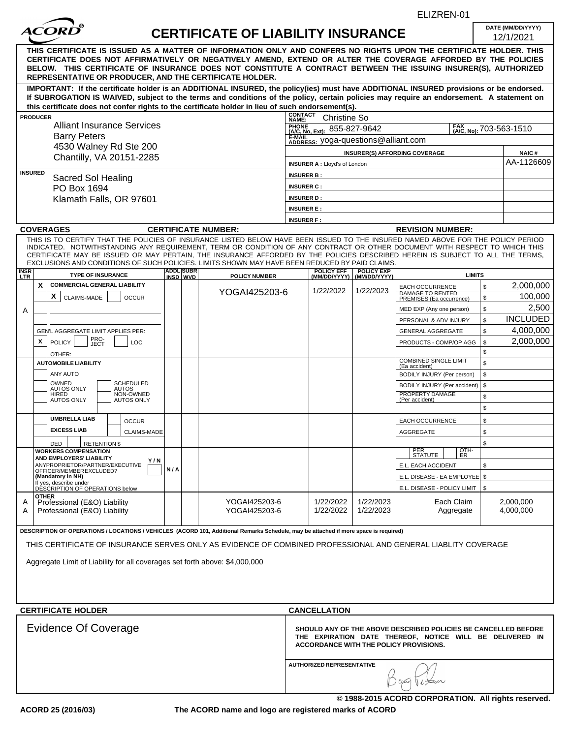ELIZREN-01

# ACORD® CERTIFICATE OF LIABILITY INSURANCE

**DATE (MM/DD/YYYY)** 12/1/2021

**THIS CERTIFICATE IS ISSUED AS A MATTER OF INFORMATION ONLY AND CONFERS NO RIGHTS UPON THE CERTIFICATE HOLDER. THIS CERTIFICATE DOES NOT AFFIRMATIVELY OR NEGATIVELY AMEND, EXTEND OR ALTER THE COVERAGE AFFORDED BY THE POLICIES BELOW. THIS CERTIFICATE OF INSURANCE DOES NOT CONSTITUTE A CONTRACT BETWEEN THE ISSUING INSURER(S), AUTHORIZED REPRESENTATIVE OR PRODUCER, AND THE CERTIFICATE HOLDER.**

**IMPORTANT: If the certificate holder is an ADDITIONAL INSURED, the policy(ies) must have ADDITIONAL INSURED provisions or be endorsed. If SUBROGATION IS WAIVED, subject to the terms and conditions of the policy, certain policies may require an endorsement. A statement on this certificate does not confer rights to the certificate holder in lieu of such endorsement(s).**

**PRODUCER**
Alliant Insurance Services
Barry Peters
4530 Walney Rd Ste 200
Chantilly, VA 20151-2285

**CONTACT NAME:** Christine So
**PHONE (A/C, No, Ext):** 855-827-9642 **FAX (A/C, No):** 703-563-1510
**E-MAIL ADDRESS:** yoga-questions@alliant.com

| INSURER(S) AFFORDING COVERAGE | NAIC # |
|---|---|
| INSURER A : Lloyd's of London | AA-1126609 |
| INSURER B : | |
| INSURER C : | |
| INSURER D : | |
| INSURER E : | |
| INSURER F : | |

**INSURED**
Sacred Sol Healing
PO Box 1694
Klamath Falls, OR 97601

**COVERAGES** **CERTIFICATE NUMBER:** **REVISION NUMBER:**

THIS IS TO CERTIFY THAT THE POLICIES OF INSURANCE LISTED BELOW HAVE BEEN ISSUED TO THE INSURED NAMED ABOVE FOR THE POLICY PERIOD INDICATED. NOTWITHSTANDING ANY REQUIREMENT, TERM OR CONDITION OF ANY CONTRACT OR OTHER DOCUMENT WITH RESPECT TO WHICH THIS CERTIFICATE MAY BE ISSUED OR MAY PERTAIN, THE INSURANCE AFFORDED BY THE POLICIES DESCRIBED HEREIN IS SUBJECT TO ALL THE TERMS, EXCLUSIONS AND CONDITIONS OF SUCH POLICIES. LIMITS SHOWN MAY HAVE BEEN REDUCED BY PAID CLAIMS.

| INSR LTR | TYPE OF INSURANCE | ADDL INSD | SUBR WVD | POLICY NUMBER | POLICY EFF (MM/DD/YYYY) | POLICY EXP (MM/DD/YYYY) | LIMITS | |
|---|---|---|---|---|---|---|---|---|
| A | X COMMERCIAL GENERAL LIABILITY | | | YOGAI425203-6 | 1/22/2022 | 1/22/2023 | EACH OCCURRENCE | $ 2,000,000 |
| | X CLAIMS-MADE / OCCUR | | | | | | DAMAGE TO RENTED PREMISES (Ea occurrence) | $ 100,000 |
| | | | | | | | MED EXP (Any one person) | $ 2,500 |
| | | | | | | | PERSONAL & ADV INJURY | $ INCLUDED |
| | GEN'L AGGREGATE LIMIT APPLIES PER: | | | | | | GENERAL AGGREGATE | $ 4,000,000 |
| | X POLICY / PRO-JECT / LOC | | | | | | PRODUCTS - COMP/OP AGG | $ 2,000,000 |
| | OTHER: | | | | | | | $ |
| | AUTOMOBILE LIABILITY | | | | | | COMBINED SINGLE LIMIT (Ea accident) | $ |
| | ANY AUTO | | | | | | BODILY INJURY (Per person) | $ |
| | OWNED AUTOS ONLY / SCHEDULED AUTOS | | | | | | BODILY INJURY (Per accident) | $ |
| | HIRED AUTOS ONLY / NON-OWNED AUTOS ONLY | | | | | | PROPERTY DAMAGE (Per accident) | $ |
| | | | | | | | | $ |
| | UMBRELLA LIAB / OCCUR | | | | | | EACH OCCURRENCE | $ |
| | EXCESS LIAB / CLAIMS-MADE | | | | | | AGGREGATE | $ |
| | DED / RETENTION $ | | | | | | | $ |
| | WORKERS COMPENSATION AND EMPLOYERS' LIABILITY Y/N; ANY PROPRIETOR/PARTNER/EXECUTIVE OFFICER/MEMBER EXCLUDED? (Mandatory in NH) N/A; If yes, describe under DESCRIPTION OF OPERATIONS below | | | | | | PER STATUTE / OTH-ER | |
| | | | | | | | E.L. EACH ACCIDENT | $ |
| | | | | | | | E.L. DISEASE - EA EMPLOYEE | $ |
| | | | | | | | E.L. DISEASE - POLICY LIMIT | $ |
| A | OTHER: Professional (E&O) Liability | | | YOGAI425203-6 | 1/22/2022 | 1/22/2023 | Each Claim | 2,000,000 |
| A | Professional (E&O) Liability | | | YOGAI425203-6 | 1/22/2022 | 1/22/2023 | Aggregate | 4,000,000 |

**DESCRIPTION OF OPERATIONS / LOCATIONS / VEHICLES (ACORD 101, Additional Remarks Schedule, may be attached if more space is required)**

THIS CERTIFICATE OF INSURANCE SERVES ONLY AS EVIDENCE OF COMBINED PROFESSIONAL AND GENERAL LIABLITY COVERAGE

Aggregate Limit of Liability for all coverages set forth above: $4,000,000

**CERTIFICATE HOLDER**

Evidence Of Coverage

**CANCELLATION**

**SHOULD ANY OF THE ABOVE DESCRIBED POLICIES BE CANCELLED BEFORE THE EXPIRATION DATE THEREOF, NOTICE WILL BE DELIVERED IN ACCORDANCE WITH THE POLICY PROVISIONS.**

**AUTHORIZED REPRESENTATIVE**

Barry Peters

**© 1988-2015 ACORD CORPORATION. All rights reserved.**

**ACORD 25 (2016/03)** **The ACORD name and logo are registered marks of ACORD**